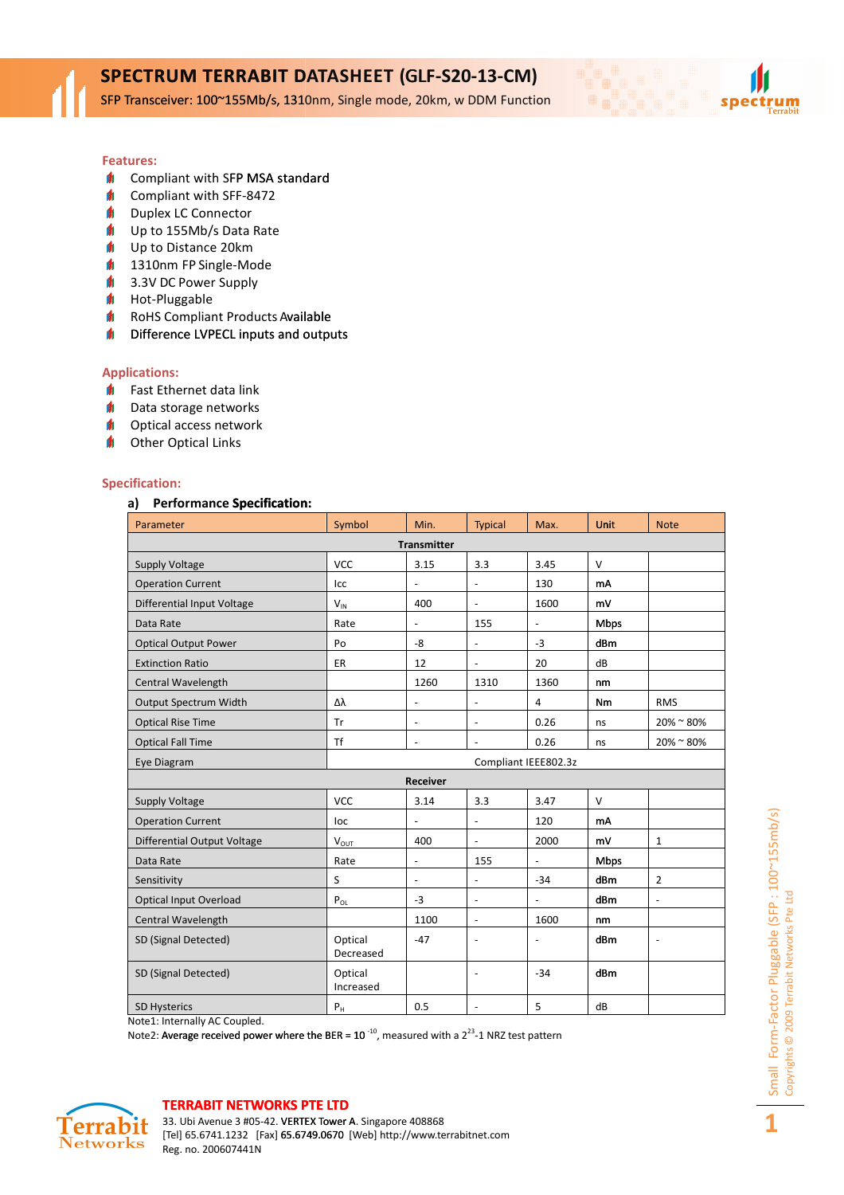# SPECTRUM TERRABIT DATASHEET (GLF-S20-13-CM)

SFP Transceiver: 100~155Mb/s, 1310nm, Single mode, 20km, w DDM Function

## Features:

- Compliant with SFP MSA standard
- Compliant with SFF-8472
- Duplex LC Connector
- Up to 155Mb/s Data Rate
- Up to Distance 20km
- 1310nm FP Single-Mode
- 3.3V DC Power Supply
- Hot-Pluggable
- RoHS Compliant Products Available
- Difference LVPECL inputs and outputs

## Applications:

- Fast Ethernet data link
- Data storage networks
- Optical access network
- Other Optical Links

## Specification:

### a) Performance Specification:

| Parameter | Symbol | Min. | Typical | Max. | Unit | Note |
|---|---|---|---|---|---|---|
| **Transmitter** | | | | | | |
| Supply Voltage | VCC | 3.15 | 3.3 | 3.45 | V | |
| Operation Current | Icc | - | - | 130 | mA | |
| Differential Input Voltage | $V_{IN}$ | 400 | - | 1600 | mV | |
| Data Rate | Rate | - | 155 | - | Mbps | |
| Optical Output Power | Po | -8 | - | -3 | dBm | |
| Extinction Ratio | ER | 12 | - | 20 | dB | |
| Central Wavelength | | 1260 | 1310 | 1360 | nm | |
| Output Spectrum Width | Δλ | - | - | 4 | Nm | RMS |
| Optical Rise Time | Tr | - | - | 0.26 | ns | 20% ~ 80% |
| Optical Fall Time | Tf | - | - | 0.26 | ns | 20% ~ 80% |
| Eye Diagram | Compliant IEEE802.3z | | | | | |
| **Receiver** | | | | | | |
| Supply Voltage | VCC | 3.14 | 3.3 | 3.47 | V | |
| Operation Current | Ioc | - | - | 120 | mA | |
| Differential Output Voltage | $V_{OUT}$ | 400 | - | 2000 | mV | 1 |
| Data Rate | Rate | - | 155 | - | Mbps | |
| Sensitivity | S | - | - | -34 | dBm | 2 |
| Optical Input Overload | $P_{OL}$ | -3 | - | - | dBm | - |
| Central Wavelength | | 1100 | - | 1600 | nm | |
| SD (Signal Detected) | Optical Decreased | -47 | - | - | dBm | - |
| SD (Signal Detected) | Optical Increased | | - | -34 | dBm | |
| SD Hysterics | $P_H$ | 0.5 | - | 5 | dB | |

Note1: Internally AC Coupled.

Note2: Average received power where the BER = $10^{-10}$, measured with a $2^{23}$-1 NRZ test pattern

**TERRABIT NETWORKS PTE LTD**

33. Ubi Avenue 3 #05-42. VERTEX Tower A. Singapore 408868

[Tel] 65.6741.1232 [Fax] 65.6749.0670 [Web] http://www.terrabitnet.com

Reg. no. 200607441N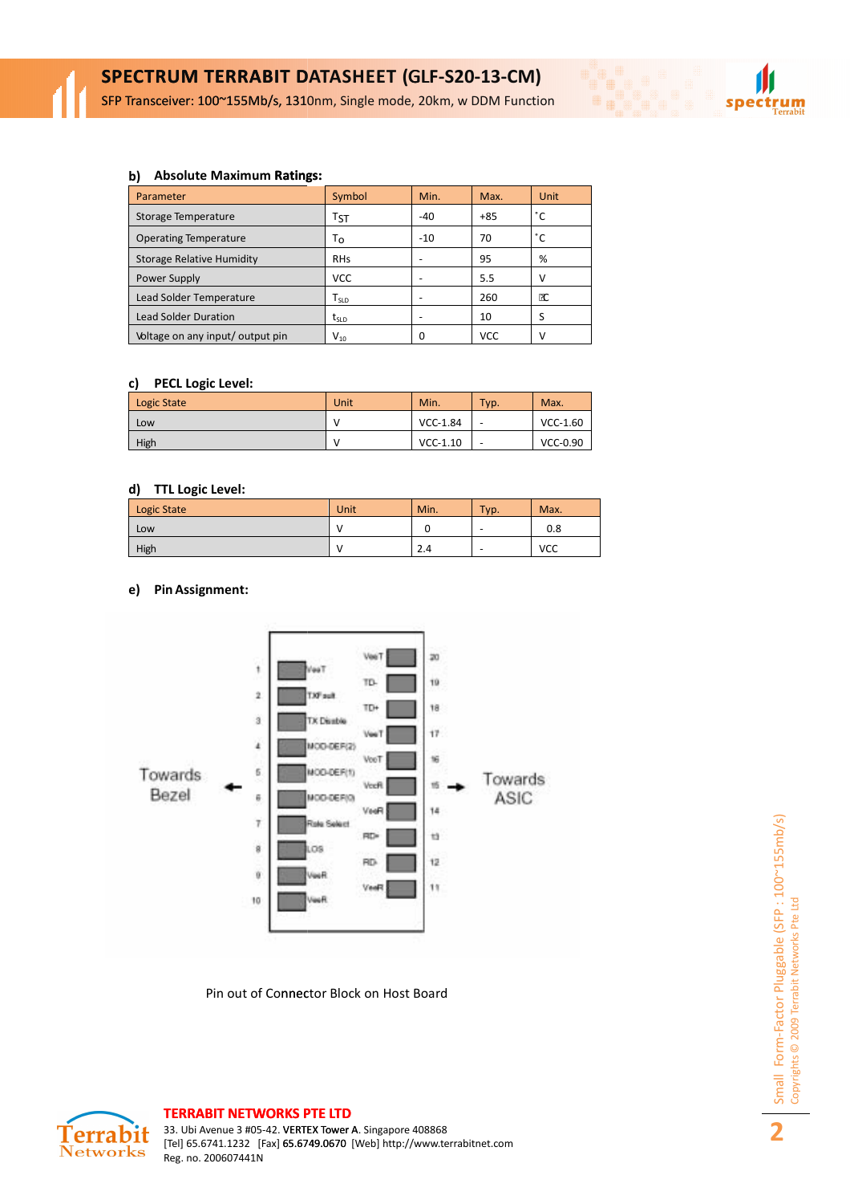#### b) Absolute Maximum Ratings:

| Parameter | Symbol | Min. | Max. | Unit |
|---|---|---|---|---|
| Storage Temperature | $T_{ST}$ | -40 | +85 | ˚C |
| Operating Temperature | $T_O$ | -10 | 70 | ˚C |
| Storage Relative Humidity | RHs | - | 95 | % |
| Power Supply | VCC | - | 5.5 | V |
| Lead Solder Temperature | $T_{SLD}$ | - | 260 | ℃ |
| Lead Solder Duration | $t_{SLD}$ | - | 10 | S |
| Voltage on any input/ output pin | $V_{IO}$ | 0 | VCC | V |

#### c) PECL Logic Level:

| Logic State | Unit | Min. | Typ. | Max. |
|---|---|---|---|---|
| Low | V | VCC-1.84 | - | VCC-1.60 |
| High | V | VCC-1.10 | - | VCC-0.90 |

#### d) TTL Logic Level:

| Logic State | Unit | Min. | Typ. | Max. |
|---|---|---|---|---|
| Low | V | 0 | - | 0.8 |
| High | V | 2.4 | - | VCC |

#### e) Pin Assignment:

| Pin | Name | Pin | Name |
|---|---|---|---|
| 1 | VeeT | 20 | VeeT |
| 2 | TXFault | 19 | TD- |
| 3 | TX Disable | 18 | TD+ |
| 4 | MOD-DEF(2) | 17 | VeeT |
| 5 | MOD-DEF(1) | 16 | VccT |
| 6 | MOD-DEF(0) | 15 | VccR |
| 7 | Rate Select | 14 | VeeR |
| 8 | LOS | 13 | RD+ |
| 9 | VeeR | 12 | RD- |
| 10 | VeeR | 11 | VeeR |

Towards Bezel ← → Towards ASIC

Pin out of Connector Block on Host Board

**TERRABIT NETWORKS PTE LTD**
33. Ubi Avenue 3 #05-42. **VERTEX Tower A**. Singapore 408868
[Tel] 65.6741.1232 [Fax] **65.6749.0670** [Web] http://www.terrabitnet.com
Reg. no. 200607441N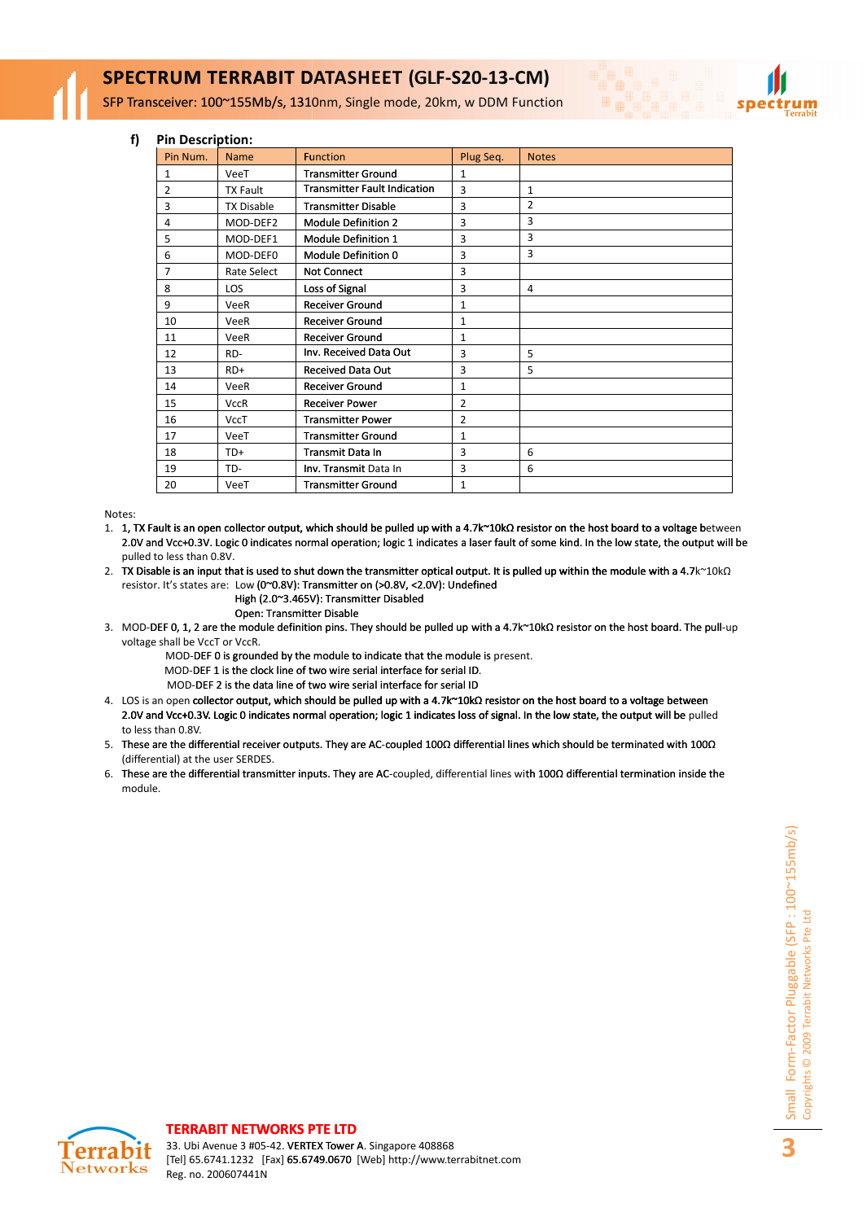**f) Pin Description:**

| Pin Num. | Name | Function | Plug Seq. | Notes |
|---|---|---|---|---|
| 1 | VeeT | Transmitter Ground | 1 | |
| 2 | TX Fault | Transmitter Fault Indication | 3 | 1 |
| 3 | TX Disable | Transmitter Disable | 3 | 2 |
| 4 | MOD-DEF2 | Module Definition 2 | 3 | 3 |
| 5 | MOD-DEF1 | Module Definition 1 | 3 | 3 |
| 6 | MOD-DEF0 | Module Definition 0 | 3 | 3 |
| 7 | Rate Select | Not Connect | 3 | |
| 8 | LOS | Loss of Signal | 3 | 4 |
| 9 | VeeR | Receiver Ground | 1 | |
| 10 | VeeR | Receiver Ground | 1 | |
| 11 | VeeR | Receiver Ground | 1 | |
| 12 | RD- | Inv. Received Data Out | 3 | 5 |
| 13 | RD+ | Received Data Out | 3 | 5 |
| 14 | VeeR | Receiver Ground | 1 | |
| 15 | VccR | Receiver Power | 2 | |
| 16 | VccT | Transmitter Power | 2 | |
| 17 | VeeT | Transmitter Ground | 1 | |
| 18 | TD+ | Transmit Data In | 3 | 6 |
| 19 | TD- | Inv. Transmit Data In | 3 | 6 |
| 20 | VeeT | Transmitter Ground | 1 | |

Notes:

1. 1, TX Fault is an open collector output, which should be pulled up with a 4.7k~10kΩ resistor on the host board to a voltage between 2.0V and Vcc+0.3V. Logic 0 indicates normal operation; logic 1 indicates a laser fault of some kind. In the low state, the output will be pulled to less than 0.8V.
2. TX Disable is an input that is used to shut down the transmitter optical output. It is pulled up within the module with a 4.7k~10kΩ resistor. It's states are: Low (0~0.8V): Transmitter on (>0.8V, <2.0V): Undefined
   High (2.0~3.465V): Transmitter Disabled
   Open: Transmitter Disable
3. MOD-DEF 0, 1, 2 are the module definition pins. They should be pulled up with a 4.7k~10kΩ resistor on the host board. The pull-up voltage shall be VccT or VccR.
   MOD-DEF 0 is grounded by the module to indicate that the module is present.
   MOD-DEF 1 is the clock line of two wire serial interface for serial ID.
   MOD-DEF 2 is the data line of two wire serial interface for serial ID
4. LOS is an open collector output, which should be pulled up with a 4.7k~10kΩ resistor on the host board to a voltage between 2.0V and Vcc+0.3V. Logic 0 indicates normal operation; logic 1 indicates loss of signal. In the low state, the output will be pulled to less than 0.8V.
5. These are the differential receiver outputs. They are AC-coupled 100Ω differential lines which should be terminated with 100Ω (differential) at the user SERDES.
6. These are the differential transmitter inputs. They are AC-coupled, differential lines with 100Ω differential termination inside the module.